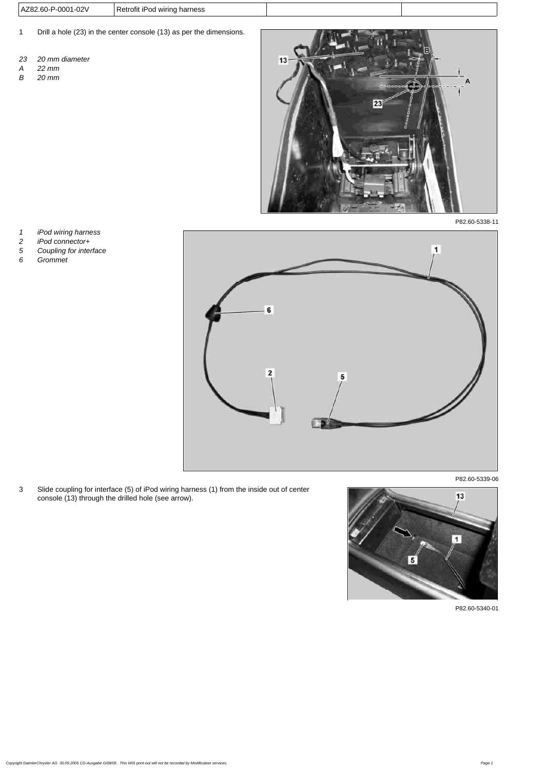| AZ82.60-P-0001-02V | Retrofit iPod wiring harness | | |
| --- | --- | --- | --- |

1 Drill a hole (23) in the center console (13) as per the dimensions.

*23 20 mm diameter*
*A 22 mm*
*B 20 mm*

P82.60-5338-11

*1 iPod wiring harness*
*2 iPod connector+*
*5 Coupling for interface*
*6 Grommet*

P82.60-5339-06

3 Slide coupling for interface (5) of iPod wiring harness (1) from the inside out of center console (13) through the drilled hole (see arrow).

P82.60-5340-01

Copyright DaimlerChrysler AG 30.09.2005 CD-Ausgabe G/08/05 . This WIS print-out will not be recorded by Modification services.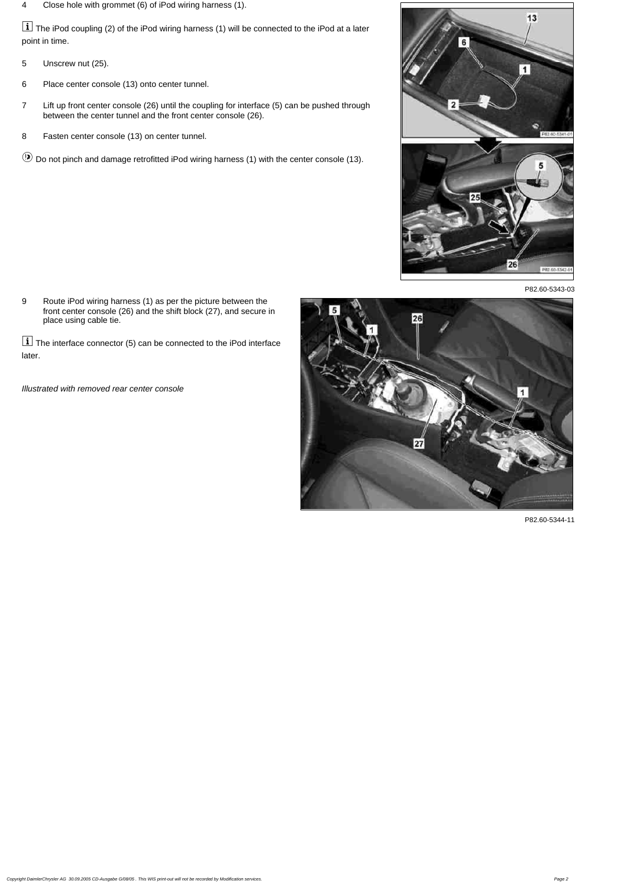4 Close hole with grommet (6) of iPod wiring harness (1).

i The iPod coupling (2) of the iPod wiring harness (1) will be connected to the iPod at a later point in time.

5 Unscrew nut (25).

6 Place center console (13) onto center tunnel.

7 Lift up front center console (26) until the coupling for interface (5) can be pushed through between the center tunnel and the front center console (26).

8 Fasten center console (13) on center tunnel.

Do not pinch and damage retrofitted iPod wiring harness (1) with the center console (13).

P82.60-5343-03

9 Route iPod wiring harness (1) as per the picture between the front center console (26) and the shift block (27), and secure in place using cable tie.

i The interface connector (5) can be connected to the iPod interface later.

*Illustrated with removed rear center console*

P82.60-5344-11